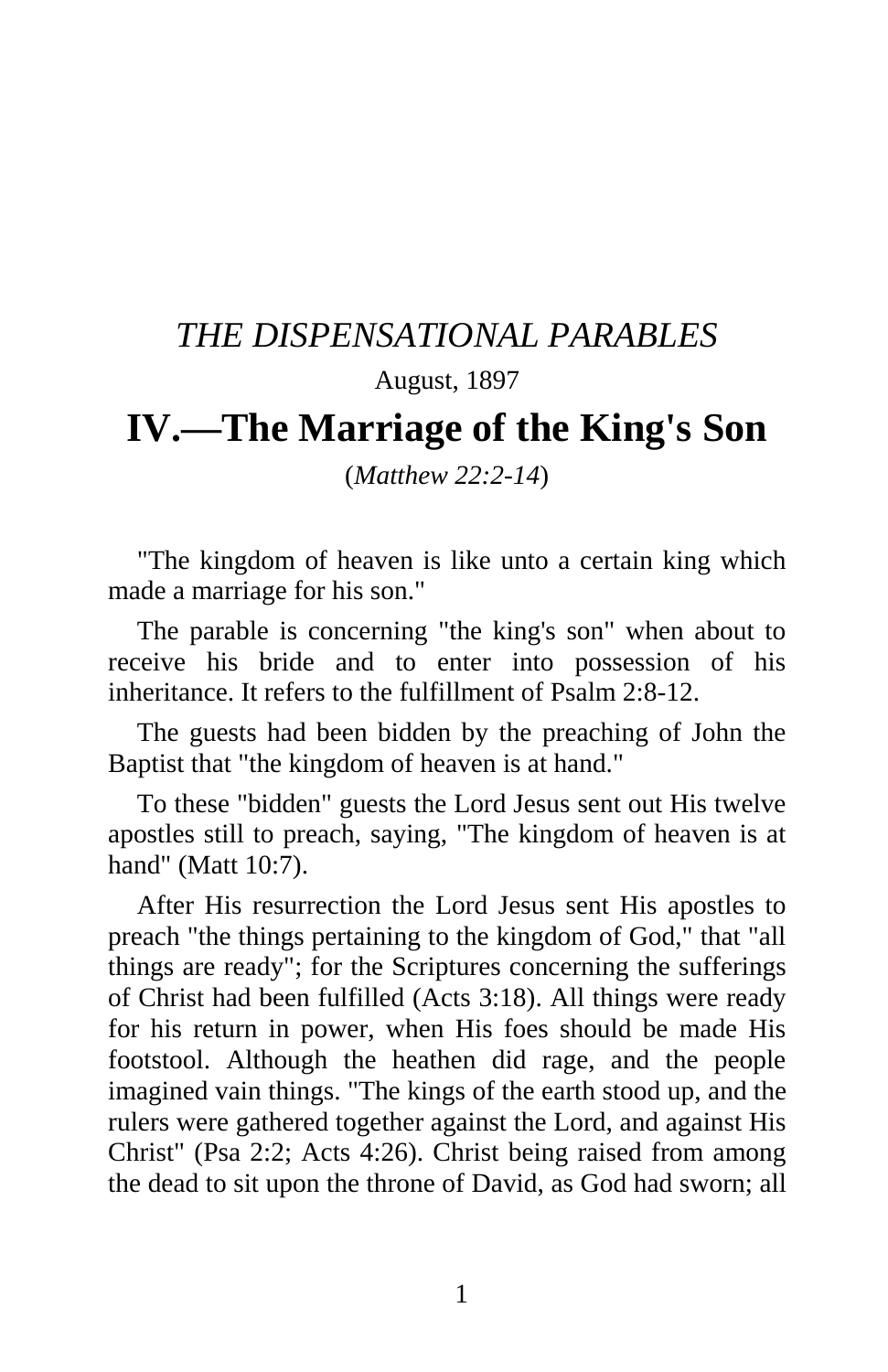*THE DISPENSATIONAL PARABLES*

August, 1897

# IV.—The Marriage of the King's Son

(*Matthew 22:2-14*)

"The kingdom of heaven is like unto a certain king which made a marriage for his son."

The parable is concerning "the king's son" when about to receive his bride and to enter into possession of his inheritance. It refers to the fulfillment of Psalm 2:8-12.

The guests had been bidden by the preaching of John the Baptist that "the kingdom of heaven is at hand."

To these "bidden" guests the Lord Jesus sent out His twelve apostles still to preach, saying, "The kingdom of heaven is at hand" (Matt 10:7).

After His resurrection the Lord Jesus sent His apostles to preach "the things pertaining to the kingdom of God," that "all things are ready"; for the Scriptures concerning the sufferings of Christ had been fulfilled (Acts 3:18). All things were ready for his return in power, when His foes should be made His footstool. Although the heathen did rage, and the people imagined vain things. "The kings of the earth stood up, and the rulers were gathered together against the Lord, and against His Christ" (Psa 2:2; Acts 4:26). Christ being raised from among the dead to sit upon the throne of David, as God had sworn; all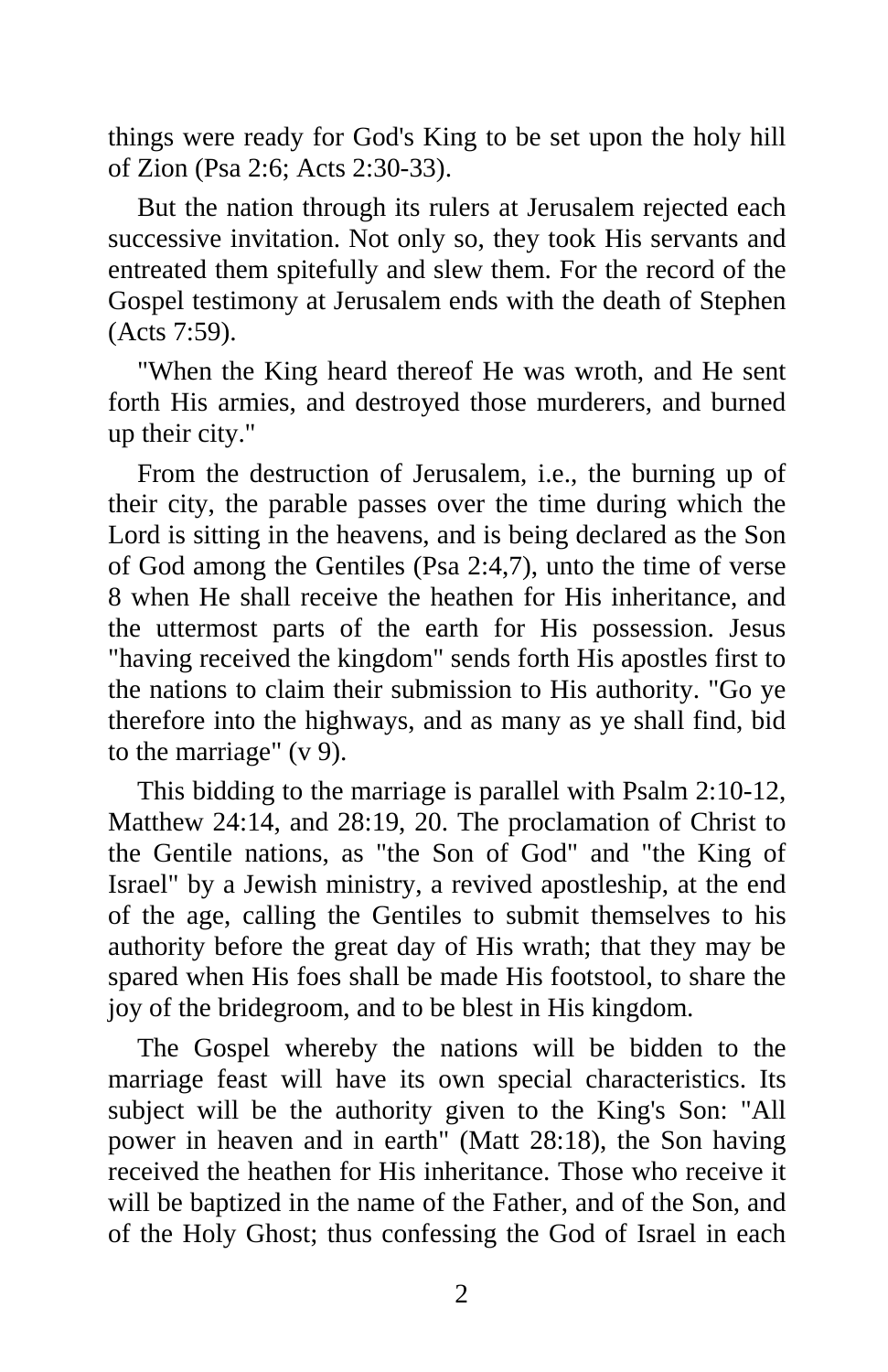things were ready for God's King to be set upon the holy hill of Zion (Psa 2:6; Acts 2:30-33).

But the nation through its rulers at Jerusalem rejected each successive invitation. Not only so, they took His servants and entreated them spitefully and slew them. For the record of the Gospel testimony at Jerusalem ends with the death of Stephen (Acts 7:59).

"When the King heard thereof He was wroth, and He sent forth His armies, and destroyed those murderers, and burned up their city."

From the destruction of Jerusalem, i.e., the burning up of their city, the parable passes over the time during which the Lord is sitting in the heavens, and is being declared as the Son of God among the Gentiles (Psa 2:4,7), unto the time of verse 8 when He shall receive the heathen for His inheritance, and the uttermost parts of the earth for His possession. Jesus "having received the kingdom" sends forth His apostles first to the nations to claim their submission to His authority. "Go ye therefore into the highways, and as many as ye shall find, bid to the marriage" (v 9).

This bidding to the marriage is parallel with Psalm 2:10-12, Matthew 24:14, and 28:19, 20. The proclamation of Christ to the Gentile nations, as "the Son of God" and "the King of Israel" by a Jewish ministry, a revived apostleship, at the end of the age, calling the Gentiles to submit themselves to his authority before the great day of His wrath; that they may be spared when His foes shall be made His footstool, to share the joy of the bridegroom, and to be blest in His kingdom.

The Gospel whereby the nations will be bidden to the marriage feast will have its own special characteristics. Its subject will be the authority given to the King's Son: "All power in heaven and in earth" (Matt 28:18), the Son having received the heathen for His inheritance. Those who receive it will be baptized in the name of the Father, and of the Son, and of the Holy Ghost; thus confessing the God of Israel in each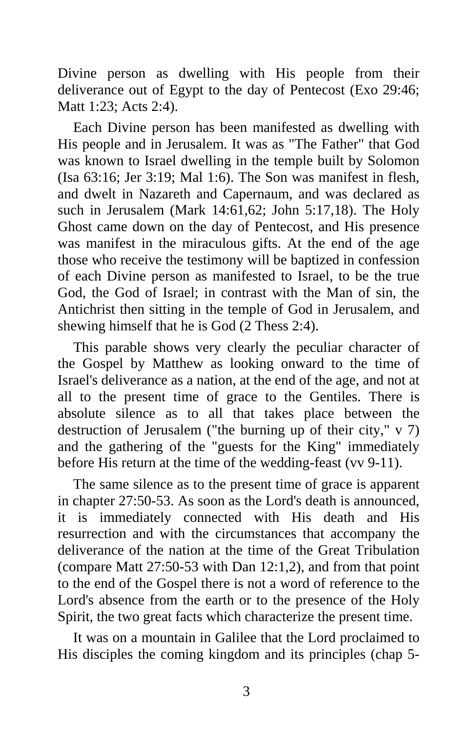Divine person as dwelling with His people from their deliverance out of Egypt to the day of Pentecost (Exo 29:46; Matt 1:23; Acts 2:4).

Each Divine person has been manifested as dwelling with His people and in Jerusalem. It was as "The Father" that God was known to Israel dwelling in the temple built by Solomon (Isa 63:16; Jer 3:19; Mal 1:6). The Son was manifest in flesh, and dwelt in Nazareth and Capernaum, and was declared as such in Jerusalem (Mark 14:61,62; John 5:17,18). The Holy Ghost came down on the day of Pentecost, and His presence was manifest in the miraculous gifts. At the end of the age those who receive the testimony will be baptized in confession of each Divine person as manifested to Israel, to be the true God, the God of Israel; in contrast with the Man of sin, the Antichrist then sitting in the temple of God in Jerusalem, and shewing himself that he is God (2 Thess 2:4).

This parable shows very clearly the peculiar character of the Gospel by Matthew as looking onward to the time of Israel's deliverance as a nation, at the end of the age, and not at all to the present time of grace to the Gentiles. There is absolute silence as to all that takes place between the destruction of Jerusalem ("the burning up of their city," v 7) and the gathering of the "guests for the King" immediately before His return at the time of the wedding-feast (vv 9-11).

The same silence as to the present time of grace is apparent in chapter 27:50-53. As soon as the Lord's death is announced, it is immediately connected with His death and His resurrection and with the circumstances that accompany the deliverance of the nation at the time of the Great Tribulation (compare Matt 27:50-53 with Dan 12:1,2), and from that point to the end of the Gospel there is not a word of reference to the Lord's absence from the earth or to the presence of the Holy Spirit, the two great facts which characterize the present time.

It was on a mountain in Galilee that the Lord proclaimed to His disciples the coming kingdom and its principles (chap 5-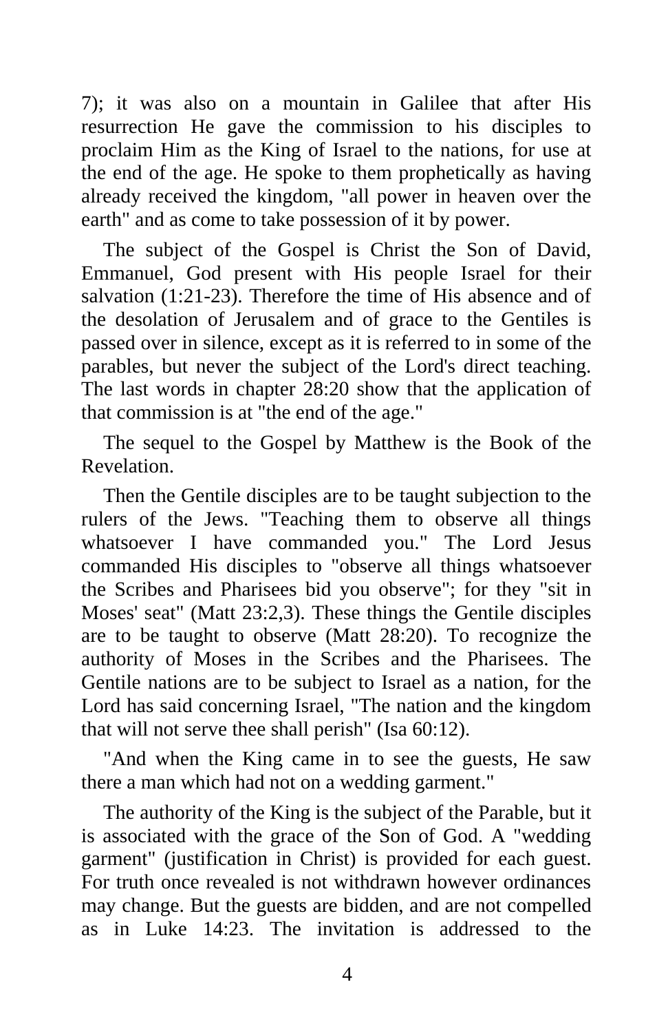7); it was also on a mountain in Galilee that after His resurrection He gave the commission to his disciples to proclaim Him as the King of Israel to the nations, for use at the end of the age. He spoke to them prophetically as having already received the kingdom, "all power in heaven over the earth" and as come to take possession of it by power.

The subject of the Gospel is Christ the Son of David, Emmanuel, God present with His people Israel for their salvation (1:21-23). Therefore the time of His absence and of the desolation of Jerusalem and of grace to the Gentiles is passed over in silence, except as it is referred to in some of the parables, but never the subject of the Lord's direct teaching. The last words in chapter 28:20 show that the application of that commission is at "the end of the age."

The sequel to the Gospel by Matthew is the Book of the Revelation.

Then the Gentile disciples are to be taught subjection to the rulers of the Jews. "Teaching them to observe all things whatsoever I have commanded you." The Lord Jesus commanded His disciples to "observe all things whatsoever the Scribes and Pharisees bid you observe"; for they "sit in Moses' seat" (Matt 23:2,3). These things the Gentile disciples are to be taught to observe (Matt 28:20). To recognize the authority of Moses in the Scribes and the Pharisees. The Gentile nations are to be subject to Israel as a nation, for the Lord has said concerning Israel, "The nation and the kingdom that will not serve thee shall perish" (Isa 60:12).

"And when the King came in to see the guests, He saw there a man which had not on a wedding garment."

The authority of the King is the subject of the Parable, but it is associated with the grace of the Son of God. A "wedding garment" (justification in Christ) is provided for each guest. For truth once revealed is not withdrawn however ordinances may change. But the guests are bidden, and are not compelled as in Luke 14:23. The invitation is addressed to the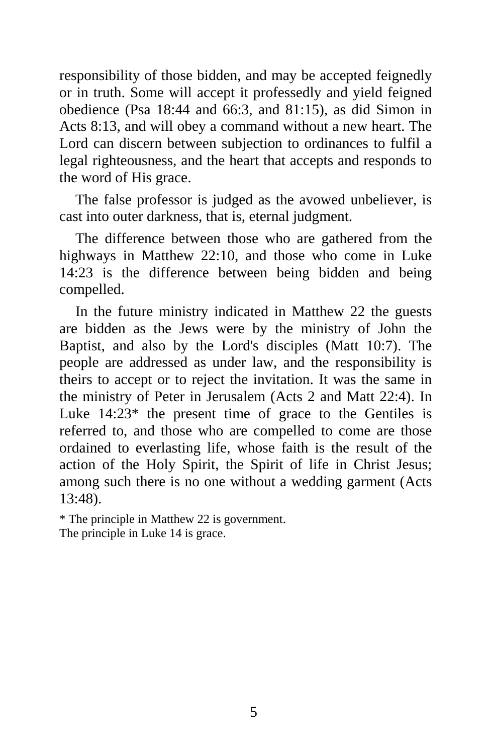responsibility of those bidden, and may be accepted feignedly or in truth. Some will accept it professedly and yield feigned obedience (Psa 18:44 and 66:3, and 81:15), as did Simon in Acts 8:13, and will obey a command without a new heart. The Lord can discern between subjection to ordinances to fulfil a legal righteousness, and the heart that accepts and responds to the word of His grace.

The false professor is judged as the avowed unbeliever, is cast into outer darkness, that is, eternal judgment.

The difference between those who are gathered from the highways in Matthew 22:10, and those who come in Luke 14:23 is the difference between being bidden and being compelled.

In the future ministry indicated in Matthew 22 the guests are bidden as the Jews were by the ministry of John the Baptist, and also by the Lord's disciples (Matt 10:7). The people are addressed as under law, and the responsibility is theirs to accept or to reject the invitation. It was the same in the ministry of Peter in Jerusalem (Acts 2 and Matt 22:4). In Luke 14:23* the present time of grace to the Gentiles is referred to, and those who are compelled to come are those ordained to everlasting life, whose faith is the result of the action of the Holy Spirit, the Spirit of life in Christ Jesus; among such there is no one without a wedding garment (Acts 13:48).

* The principle in Matthew 22 is government.
The principle in Luke 14 is grace.